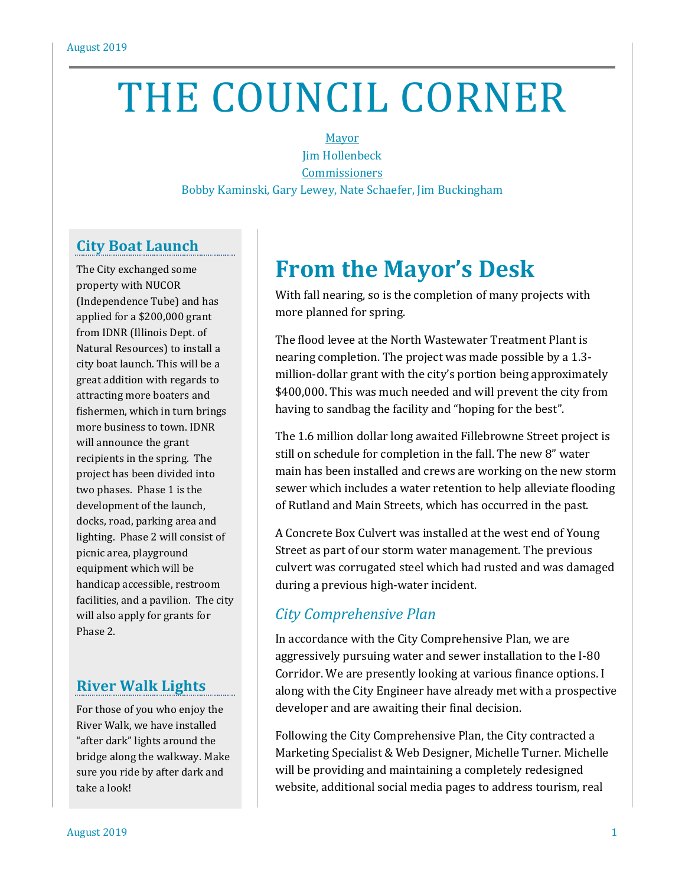# THE COUNCIL CORNER

Mayor
Jim Hollenbeck
Commissioners
Bobby Kaminski, Gary Lewey, Nate Schaefer, Jim Buckingham

## From the Mayor's Desk

With fall nearing, so is the completion of many projects with more planned for spring.

The flood levee at the North Wastewater Treatment Plant is nearing completion. The project was made possible by a 1.3-million-dollar grant with the city's portion being approximately $400,000. This was much needed and will prevent the city from having to sandbag the facility and "hoping for the best".

The 1.6 million dollar long awaited Fillebrowne Street project is still on schedule for completion in the fall. The new 8" water main has been installed and crews are working on the new storm sewer which includes a water retention to help alleviate flooding of Rutland and Main Streets, which has occurred in the past.

A Concrete Box Culvert was installed at the west end of Young Street as part of our storm water management. The previous culvert was corrugated steel which had rusted and was damaged during a previous high-water incident.

### *City Comprehensive Plan*

In accordance with the City Comprehensive Plan, we are aggressively pursuing water and sewer installation to the I-80 Corridor. We are presently looking at various finance options. I along with the City Engineer have already met with a prospective developer and are awaiting their final decision.

Following the City Comprehensive Plan, the City contracted a Marketing Specialist & Web Designer, Michelle Turner. Michelle will be providing and maintaining a completely redesigned website, additional social media pages to address tourism, real

## City Boat Launch

The City exchanged some property with NUCOR (Independence Tube) and has applied for a $200,000 grant from IDNR (Illinois Dept. of Natural Resources) to install a city boat launch. This will be a great addition with regards to attracting more boaters and fishermen, which in turn brings more business to town. IDNR will announce the grant recipients in the spring. The project has been divided into two phases. Phase 1 is the development of the launch, docks, road, parking area and lighting. Phase 2 will consist of picnic area, playground equipment which will be handicap accessible, restroom facilities, and a pavilion. The city will also apply for grants for Phase 2.

## River Walk Lights

For those of you who enjoy the River Walk, we have installed "after dark" lights around the bridge along the walkway. Make sure you ride by after dark and take a look!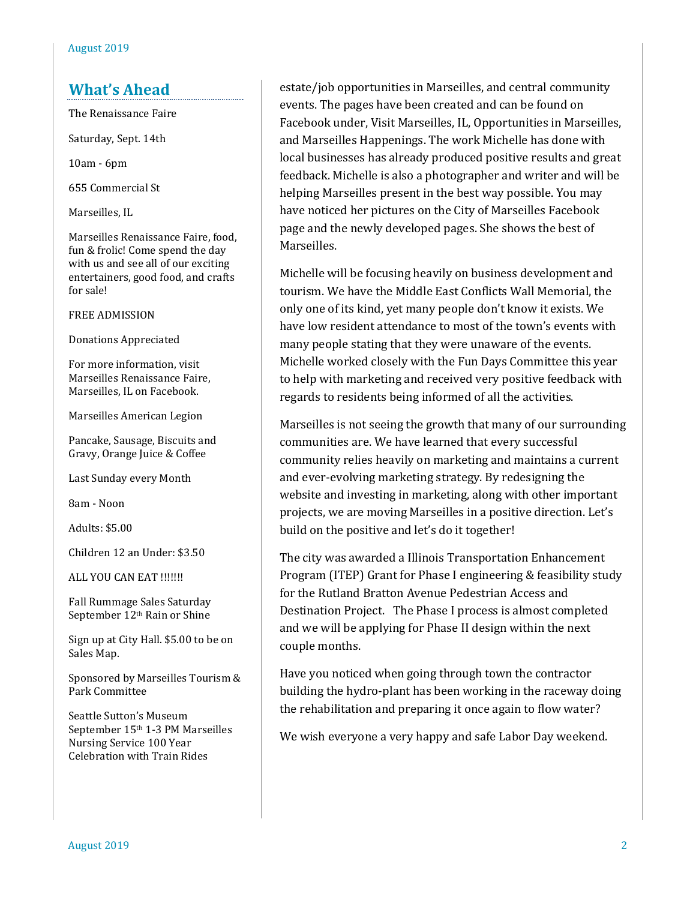## What's Ahead

The Renaissance Faire

Saturday, Sept. 14th

10am - 6pm

655 Commercial St

Marseilles, IL

Marseilles Renaissance Faire, food, fun & frolic! Come spend the day with us and see all of our exciting entertainers, good food, and crafts for sale!

FREE ADMISSION

Donations Appreciated

For more information, visit Marseilles Renaissance Faire, Marseilles, IL on Facebook.

Marseilles American Legion

Pancake, Sausage, Biscuits and Gravy, Orange Juice & Coffee

Last Sunday every Month

8am - Noon

Adults: $5.00

Children 12 an Under: $3.50

ALL YOU CAN EAT !!!!!!

Fall Rummage Sales Saturday September 12th Rain or Shine

Sign up at City Hall. $5.00 to be on Sales Map.

Sponsored by Marseilles Tourism & Park Committee

Seattle Sutton's Museum September 15th 1-3 PM Marseilles Nursing Service 100 Year Celebration with Train Rides

estate/job opportunities in Marseilles, and central community events. The pages have been created and can be found on Facebook under, Visit Marseilles, IL, Opportunities in Marseilles, and Marseilles Happenings. The work Michelle has done with local businesses has already produced positive results and great feedback. Michelle is also a photographer and writer and will be helping Marseilles present in the best way possible. You may have noticed her pictures on the City of Marseilles Facebook page and the newly developed pages. She shows the best of Marseilles.

Michelle will be focusing heavily on business development and tourism. We have the Middle East Conflicts Wall Memorial, the only one of its kind, yet many people don't know it exists. We have low resident attendance to most of the town's events with many people stating that they were unaware of the events. Michelle worked closely with the Fun Days Committee this year to help with marketing and received very positive feedback with regards to residents being informed of all the activities.

Marseilles is not seeing the growth that many of our surrounding communities are. We have learned that every successful community relies heavily on marketing and maintains a current and ever-evolving marketing strategy. By redesigning the website and investing in marketing, along with other important projects, we are moving Marseilles in a positive direction. Let's build on the positive and let's do it together!

The city was awarded a Illinois Transportation Enhancement Program (ITEP) Grant for Phase I engineering & feasibility study for the Rutland Bratton Avenue Pedestrian Access and Destination Project. The Phase I process is almost completed and we will be applying for Phase II design within the next couple months.

Have you noticed when going through town the contractor building the hydro-plant has been working in the raceway doing the rehabilitation and preparing it once again to flow water?

We wish everyone a very happy and safe Labor Day weekend.